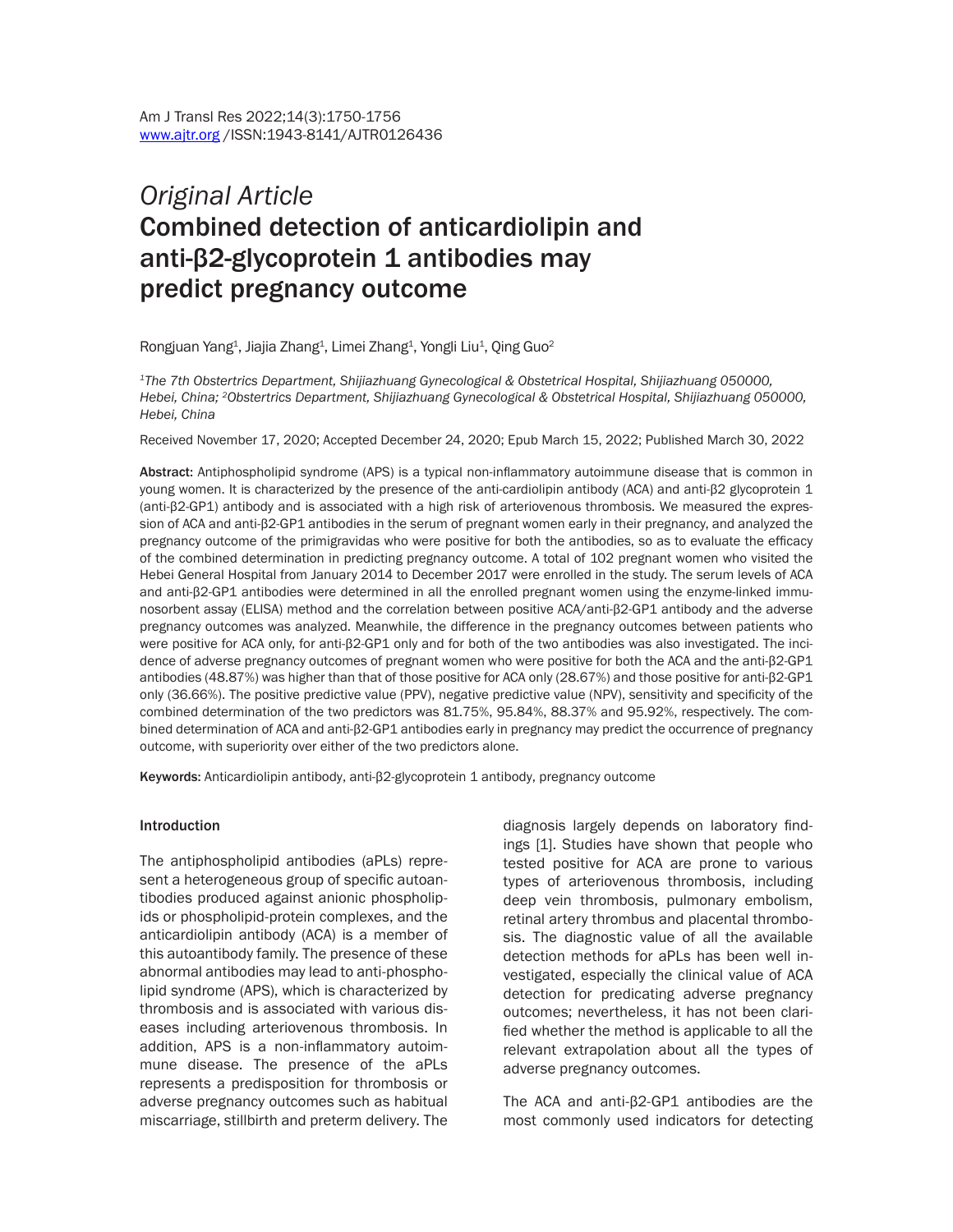*Original Article*

# Combined detection of anticardiolipin and anti-β2-glycoprotein 1 antibodies may predict pregnancy outcome

Rongjuan Yang[1], Jiajia Zhang[1], Limei Zhang[1], Yongli Liu[1], Qing Guo[2]

*[1]The 7th Obstertrics Department, Shijiazhuang Gynecological & Obstetrical Hospital, Shijiazhuang 050000, Hebei, China; [2]Obstertrics Department, Shijiazhuang Gynecological & Obstetrical Hospital, Shijiazhuang 050000, Hebei, China*

Received November 17, 2020; Accepted December 24, 2020; Epub March 15, 2022; Published March 30, 2022

**Abstract:** Antiphospholipid syndrome (APS) is a typical non-inflammatory autoimmune disease that is common in young women. It is characterized by the presence of the anti-cardiolipin antibody (ACA) and anti-β2 glycoprotein 1 (anti-β2-GP1) antibody and is associated with a high risk of arteriovenous thrombosis. We measured the expression of ACA and anti-β2-GP1 antibodies in the serum of pregnant women early in their pregnancy, and analyzed the pregnancy outcome of the primigravidas who were positive for both the antibodies, so as to evaluate the efficacy of the combined determination in predicting pregnancy outcome. A total of 102 pregnant women who visited the Hebei General Hospital from January 2014 to December 2017 were enrolled in the study. The serum levels of ACA and anti-β2-GP1 antibodies were determined in all the enrolled pregnant women using the enzyme-linked immunosorbent assay (ELISA) method and the correlation between positive ACA/anti-β2-GP1 antibody and the adverse pregnancy outcomes was analyzed. Meanwhile, the difference in the pregnancy outcomes between patients who were positive for ACA only, for anti-β2-GP1 only and for both of the two antibodies was also investigated. The incidence of adverse pregnancy outcomes of pregnant women who were positive for both the ACA and the anti-β2-GP1 antibodies (48.87%) was higher than that of those positive for ACA only (28.67%) and those positive for anti-β2-GP1 only (36.66%). The positive predictive value (PPV), negative predictive value (NPV), sensitivity and specificity of the combined determination of the two predictors was 81.75%, 95.84%, 88.37% and 95.92%, respectively. The combined determination of ACA and anti-β2-GP1 antibodies early in pregnancy may predict the occurrence of pregnancy outcome, with superiority over either of the two predictors alone.

**Keywords:** Anticardiolipin antibody, anti-β2-glycoprotein 1 antibody, pregnancy outcome

## Introduction

The antiphospholipid antibodies (aPLs) represent a heterogeneous group of specific autoantibodies produced against anionic phospholipids or phospholipid-protein complexes, and the anticardiolipin antibody (ACA) is a member of this autoantibody family. The presence of these abnormal antibodies may lead to anti-phospholipid syndrome (APS), which is characterized by thrombosis and is associated with various diseases including arteriovenous thrombosis. In addition, APS is a non-inflammatory autoimmune disease. The presence of the aPLs represents a predisposition for thrombosis or adverse pregnancy outcomes such as habitual miscarriage, stillbirth and preterm delivery. The diagnosis largely depends on laboratory findings [1]. Studies have shown that people who tested positive for ACA are prone to various types of arteriovenous thrombosis, including deep vein thrombosis, pulmonary embolism, retinal artery thrombus and placental thrombosis. The diagnostic value of all the available detection methods for aPLs has been well investigated, especially the clinical value of ACA detection for predicating adverse pregnancy outcomes; nevertheless, it has not been clarified whether the method is applicable to all the relevant extrapolation about all the types of adverse pregnancy outcomes.

The ACA and anti-β2-GP1 antibodies are the most commonly used indicators for detecting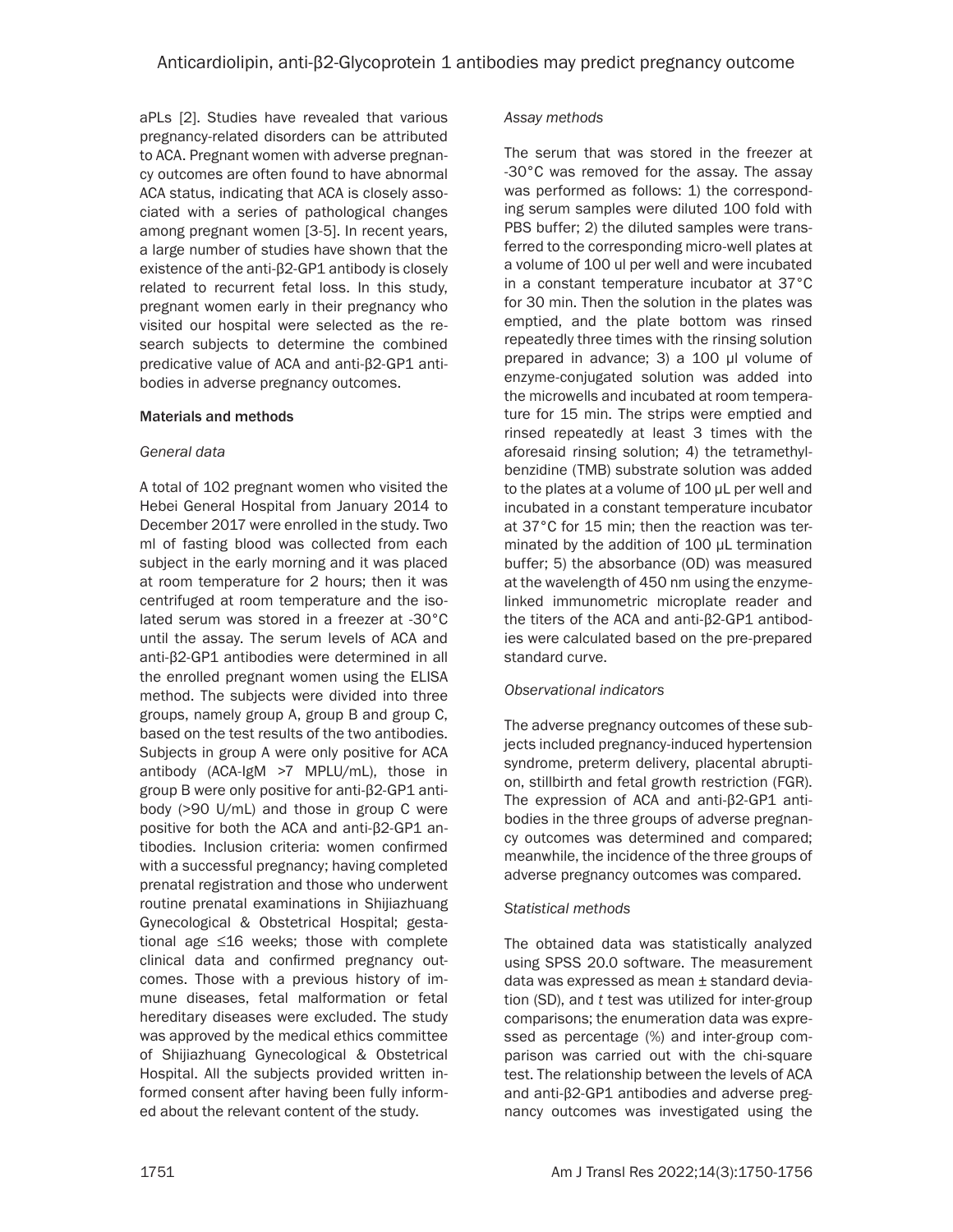aPLs [2]. Studies have revealed that various pregnancy-related disorders can be attributed to ACA. Pregnant women with adverse pregnancy outcomes are often found to have abnormal ACA status, indicating that ACA is closely associated with a series of pathological changes among pregnant women [3-5]. In recent years, a large number of studies have shown that the existence of the anti-β2-GP1 antibody is closely related to recurrent fetal loss. In this study, pregnant women early in their pregnancy who visited our hospital were selected as the research subjects to determine the combined predicative value of ACA and anti-β2-GP1 antibodies in adverse pregnancy outcomes.

## Materials and methods

### *General data*

A total of 102 pregnant women who visited the Hebei General Hospital from January 2014 to December 2017 were enrolled in the study. Two ml of fasting blood was collected from each subject in the early morning and it was placed at room temperature for 2 hours; then it was centrifuged at room temperature and the isolated serum was stored in a freezer at -30°C until the assay. The serum levels of ACA and anti-β2-GP1 antibodies were determined in all the enrolled pregnant women using the ELISA method. The subjects were divided into three groups, namely group A, group B and group C, based on the test results of the two antibodies. Subjects in group A were only positive for ACA antibody (ACA-IgM >7 MPLU/mL), those in group B were only positive for anti-β2-GP1 antibody (>90 U/mL) and those in group C were positive for both the ACA and anti-β2-GP1 antibodies. Inclusion criteria: women confirmed with a successful pregnancy; having completed prenatal registration and those who underwent routine prenatal examinations in Shijiazhuang Gynecological & Obstetrical Hospital; gestational age ≤16 weeks; those with complete clinical data and confirmed pregnancy outcomes. Those with a previous history of immune diseases, fetal malformation or fetal hereditary diseases were excluded. The study was approved by the medical ethics committee of Shijiazhuang Gynecological & Obstetrical Hospital. All the subjects provided written informed consent after having been fully informed about the relevant content of the study.

### *Assay methods*

The serum that was stored in the freezer at -30°C was removed for the assay. The assay was performed as follows: 1) the corresponding serum samples were diluted 100 fold with PBS buffer; 2) the diluted samples were transferred to the corresponding micro-well plates at a volume of 100 ul per well and were incubated in a constant temperature incubator at 37°C for 30 min. Then the solution in the plates was emptied, and the plate bottom was rinsed repeatedly three times with the rinsing solution prepared in advance; 3) a 100 μl volume of enzyme-conjugated solution was added into the microwells and incubated at room temperature for 15 min. The strips were emptied and rinsed repeatedly at least 3 times with the aforesaid rinsing solution; 4) the tetramethylbenzidine (TMB) substrate solution was added to the plates at a volume of 100 μL per well and incubated in a constant temperature incubator at 37°C for 15 min; then the reaction was terminated by the addition of 100 μL termination buffer; 5) the absorbance (OD) was measured at the wavelength of 450 nm using the enzyme-linked immunometric microplate reader and the titers of the ACA and anti-β2-GP1 antibodies were calculated based on the pre-prepared standard curve.

### *Observational indicators*

The adverse pregnancy outcomes of these subjects included pregnancy-induced hypertension syndrome, preterm delivery, placental abruption, stillbirth and fetal growth restriction (FGR). The expression of ACA and anti-β2-GP1 antibodies in the three groups of adverse pregnancy outcomes was determined and compared; meanwhile, the incidence of the three groups of adverse pregnancy outcomes was compared.

### *Statistical methods*

The obtained data was statistically analyzed using SPSS 20.0 software. The measurement data was expressed as mean ± standard deviation (SD), and *t* test was utilized for inter-group comparisons; the enumeration data was expressed as percentage (%) and inter-group comparison was carried out with the chi-square test. The relationship between the levels of ACA and anti-β2-GP1 antibodies and adverse pregnancy outcomes was investigated using the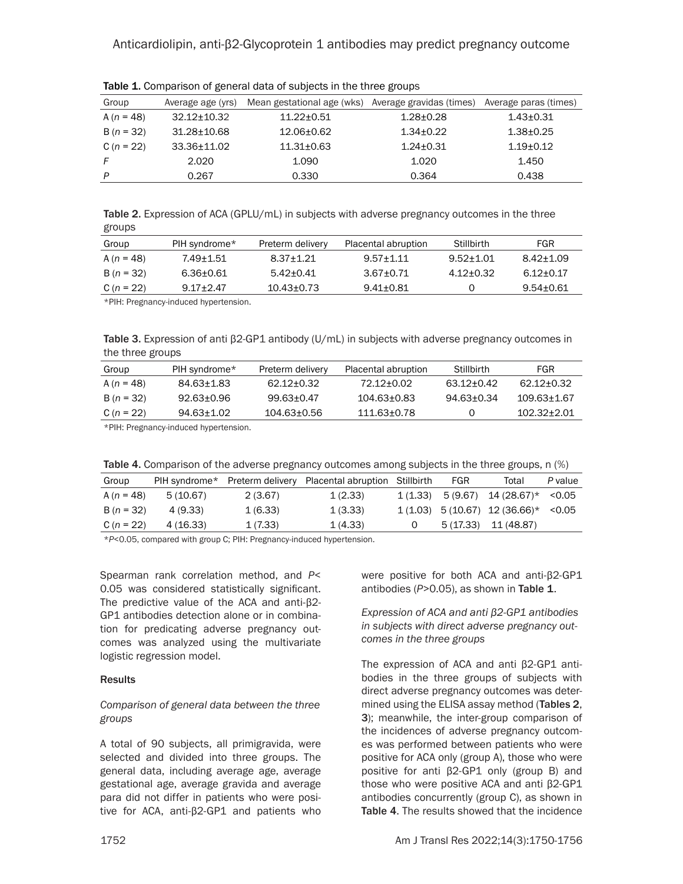Table 1. Comparison of general data of subjects in the three groups

| Group | Average age (yrs) | Mean gestational age (wks) | Average gravidas (times) | Average paras (times) |
|---|---|---|---|---|
| A ($n$ = 48) | 32.12±10.32 | 11.22±0.51 | 1.28±0.28 | 1.43±0.31 |
| B ($n$ = 32) | 31.28±10.68 | 12.06±0.62 | 1.34±0.22 | 1.38±0.25 |
| C ($n$ = 22) | 33.36±11.02 | 11.31±0.63 | 1.24±0.31 | 1.19±0.12 |
| $F$ | 2.020 | 1.090 | 1.020 | 1.450 |
| $P$ | 0.267 | 0.330 | 0.364 | 0.438 |

Table 2. Expression of ACA (GPLU/mL) in subjects with adverse pregnancy outcomes in the three groups

| Group | PIH syndrome* | Preterm delivery | Placental abruption | Stillbirth | FGR |
|---|---|---|---|---|---|
| A ($n$ = 48) | 7.49±1.51 | 8.37±1.21 | 9.57±1.11 | 9.52±1.01 | 8.42±1.09 |
| B ($n$ = 32) | 6.36±0.61 | 5.42±0.41 | 3.67±0.71 | 4.12±0.32 | 6.12±0.17 |
| C ($n$ = 22) | 9.17±2.47 | 10.43±0.73 | 9.41±0.81 | 0 | 9.54±0.61 |

*PIH: Pregnancy-induced hypertension.

Table 3. Expression of anti β2-GP1 antibody (U/mL) in subjects with adverse pregnancy outcomes in the three groups

| Group | PIH syndrome* | Preterm delivery | Placental abruption | Stillbirth | FGR |
|---|---|---|---|---|---|
| A ($n$ = 48) | 84.63±1.83 | 62.12±0.32 | 72.12±0.02 | 63.12±0.42 | 62.12±0.32 |
| B ($n$ = 32) | 92.63±0.96 | 99.63±0.47 | 104.63±0.83 | 94.63±0.34 | 109.63±1.67 |
| C ($n$ = 22) | 94.63±1.02 | 104.63±0.56 | 111.63±0.78 | 0 | 102.32±2.01 |

*PIH: Pregnancy-induced hypertension.

Table 4. Comparison of the adverse pregnancy outcomes among subjects in the three groups, n (%)

| Group | PIH syndrome* | Preterm delivery | Placental abruption | Stillbirth | FGR | Total | $P$ value |
|---|---|---|---|---|---|---|---|
| A ($n$ = 48) | 5 (10.67) | 2 (3.67) | 1 (2.33) | 1 (1.33) | 5 (9.67) | 14 (28.67)* | <0.05 |
| B ($n$ = 32) | 4 (9.33) | 1 (6.33) | 1 (3.33) | 1 (1.03) | 5 (10.67) | 12 (36.66)* | <0.05 |
| C ($n$ = 22) | 4 (16.33) | 1 (7.33) | 1 (4.33) | 0 | 5 (17.33) | 11 (48.87) | |

*$P$<0.05, compared with group C; PIH: Pregnancy-induced hypertension.

Spearman rank correlation method, and $P$< 0.05 was considered statistically significant. The predictive value of the ACA and anti-β2-GP1 antibodies detection alone or in combination for predicating adverse pregnancy outcomes was analyzed using the multivariate logistic regression model.

## Results

### *Comparison of general data between the three groups*

A total of 90 subjects, all primigravida, were selected and divided into three groups. The general data, including average age, average gestational age, average gravida and average para did not differ in patients who were positive for ACA, anti-β2-GP1 and patients who were positive for both ACA and anti-β2-GP1 antibodies ($P$>0.05), as shown in **Table 1**.

### *Expression of ACA and anti β2-GP1 antibodies in subjects with direct adverse pregnancy outcomes in the three groups*

The expression of ACA and anti β2-GP1 antibodies in the three groups of subjects with direct adverse pregnancy outcomes was determined using the ELISA assay method (**Tables 2**, **3**); meanwhile, the inter-group comparison of the incidences of adverse pregnancy outcomes was performed between patients who were positive for ACA only (group A), those who were positive for anti β2-GP1 only (group B) and those who were positive ACA and anti β2-GP1 antibodies concurrently (group C), as shown in **Table 4**. The results showed that the incidence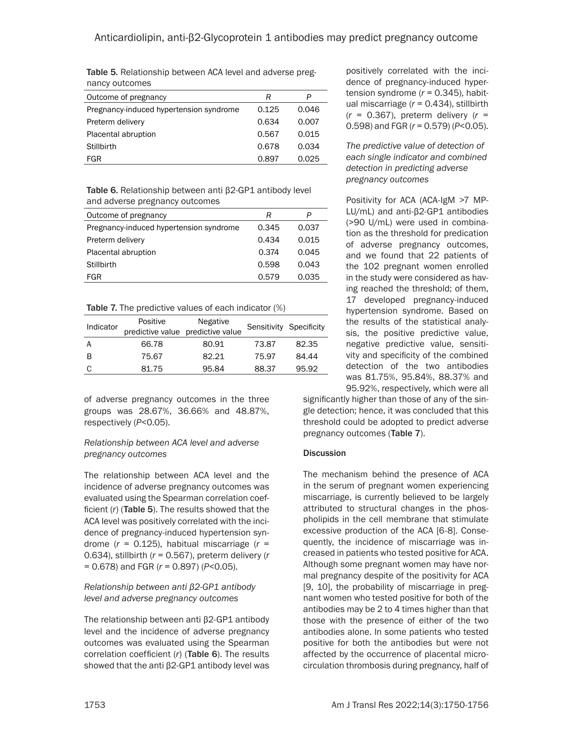**Table 5.** Relationship between ACA level and adverse pregnancy outcomes

| Outcome of pregnancy | R | P |
|---|---|---|
| Pregnancy-induced hypertension syndrome | 0.125 | 0.046 |
| Preterm delivery | 0.634 | 0.007 |
| Placental abruption | 0.567 | 0.015 |
| Stillbirth | 0.678 | 0.034 |
| FGR | 0.897 | 0.025 |

**Table 6.** Relationship between anti β2-GP1 antibody level and adverse pregnancy outcomes

| Outcome of pregnancy | R | P |
|---|---|---|
| Pregnancy-induced hypertension syndrome | 0.345 | 0.037 |
| Preterm delivery | 0.434 | 0.015 |
| Placental abruption | 0.374 | 0.045 |
| Stillbirth | 0.598 | 0.043 |
| FGR | 0.579 | 0.035 |

**Table 7.** The predictive values of each indicator (%)

| Indicator | Positive predictive value | Negative predictive value | Sensitivity | Specificity |
|---|---|---|---|---|
| A | 66.78 | 80.91 | 73.87 | 82.35 |
| B | 75.67 | 82.21 | 75.97 | 84.44 |
| C | 81.75 | 95.84 | 88.37 | 95.92 |

of adverse pregnancy outcomes in the three groups was 28.67%, 36.66% and 48.87%, respectively ($P<0.05$).

*Relationship between ACA level and adverse pregnancy outcomes*

The relationship between ACA level and the incidence of adverse pregnancy outcomes was evaluated using the Spearman correlation coefficient ($r$) (**Table 5**). The results showed that the ACA level was positively correlated with the incidence of pregnancy-induced hypertension syndrome ($r$ = 0.125), habitual miscarriage ($r$ = 0.634), stillbirth ($r$ = 0.567), preterm delivery ($r$ = 0.678) and FGR ($r$ = 0.897) ($P<0.05$).

*Relationship between anti β2-GP1 antibody level and adverse pregnancy outcomes*

The relationship between anti β2-GP1 antibody level and the incidence of adverse pregnancy outcomes was evaluated using the Spearman correlation coefficient ($r$) (**Table 6**). The results showed that the anti β2-GP1 antibody level was positively correlated with the incidence of pregnancy-induced hypertension syndrome ($r$ = 0.345), habitual miscarriage ($r$ = 0.434), stillbirth ($r$ = 0.367), preterm delivery ($r$ = 0.598) and FGR ($r$ = 0.579) ($P<0.05$).

*The predictive value of detection of each single indicator and combined detection in predicting adverse pregnancy outcomes*

Positivity for ACA (ACA-IgM >7 MPLU/mL) and anti-β2-GP1 antibodies (>90 U/mL) were used in combination as the threshold for predication of adverse pregnancy outcomes, and we found that 22 patients of the 102 pregnant women enrolled in the study were considered as having reached the threshold; of them, 17 developed pregnancy-induced hypertension syndrome. Based on the results of the statistical analysis, the positive predictive value, negative predictive value, sensitivity and specificity of the combined detection of the two antibodies was 81.75%, 95.84%, 88.37% and 95.92%, respectively, which were all significantly higher than those of any of the single detection; hence, it was concluded that this threshold could be adopted to predict adverse pregnancy outcomes (**Table 7**).

## Discussion

The mechanism behind the presence of ACA in the serum of pregnant women experiencing miscarriage, is currently believed to be largely attributed to structural changes in the phospholipids in the cell membrane that stimulate excessive production of the ACA [6-8]. Consequently, the incidence of miscarriage was increased in patients who tested positive for ACA. Although some pregnant women may have normal pregnancy despite of the positivity for ACA [9, 10], the probability of miscarriage in pregnant women who tested positive for both of the antibodies may be 2 to 4 times higher than that those with the presence of either of the two antibodies alone. In some patients who tested positive for both the antibodies but were not affected by the occurrence of placental microcirculation thrombosis during pregnancy, half of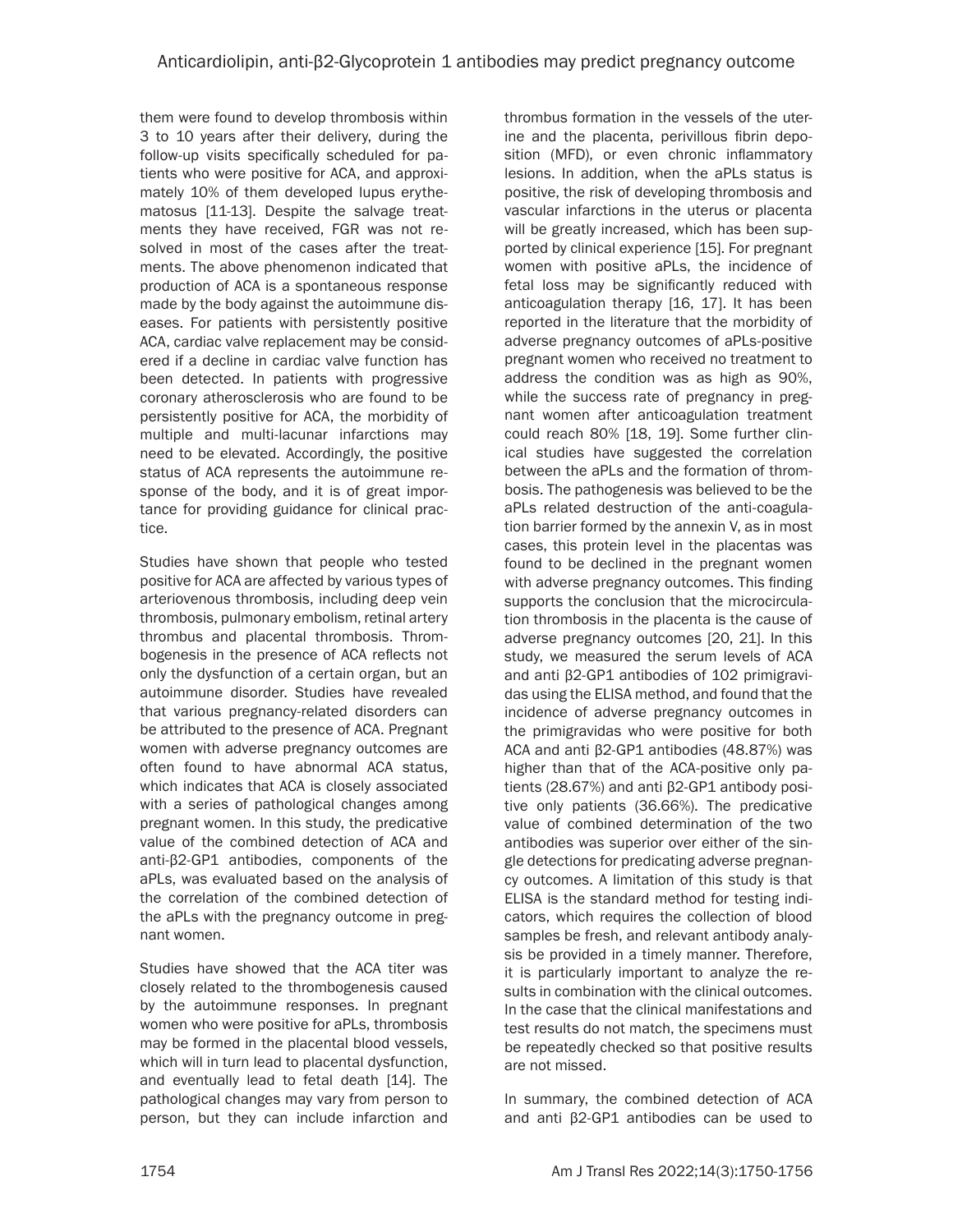them were found to develop thrombosis within 3 to 10 years after their delivery, during the follow-up visits specifically scheduled for patients who were positive for ACA, and approximately 10% of them developed lupus erythematosus [11-13]. Despite the salvage treatments they have received, FGR was not resolved in most of the cases after the treatments. The above phenomenon indicated that production of ACA is a spontaneous response made by the body against the autoimmune diseases. For patients with persistently positive ACA, cardiac valve replacement may be considered if a decline in cardiac valve function has been detected. In patients with progressive coronary atherosclerosis who are found to be persistently positive for ACA, the morbidity of multiple and multi-lacunar infarctions may need to be elevated. Accordingly, the positive status of ACA represents the autoimmune response of the body, and it is of great importance for providing guidance for clinical practice.

Studies have shown that people who tested positive for ACA are affected by various types of arteriovenous thrombosis, including deep vein thrombosis, pulmonary embolism, retinal artery thrombus and placental thrombosis. Thrombogenesis in the presence of ACA reflects not only the dysfunction of a certain organ, but an autoimmune disorder. Studies have revealed that various pregnancy-related disorders can be attributed to the presence of ACA. Pregnant women with adverse pregnancy outcomes are often found to have abnormal ACA status, which indicates that ACA is closely associated with a series of pathological changes among pregnant women. In this study, the predicative value of the combined detection of ACA and anti-β2-GP1 antibodies, components of the aPLs, was evaluated based on the analysis of the correlation of the combined detection of the aPLs with the pregnancy outcome in pregnant women.

Studies have showed that the ACA titer was closely related to the thrombogenesis caused by the autoimmune responses. In pregnant women who were positive for aPLs, thrombosis may be formed in the placental blood vessels, which will in turn lead to placental dysfunction, and eventually lead to fetal death [14]. The pathological changes may vary from person to person, but they can include infarction and thrombus formation in the vessels of the uterine and the placenta, perivillous fibrin deposition (MFD), or even chronic inflammatory lesions. In addition, when the aPLs status is positive, the risk of developing thrombosis and vascular infarctions in the uterus or placenta will be greatly increased, which has been supported by clinical experience [15]. For pregnant women with positive aPLs, the incidence of fetal loss may be significantly reduced with anticoagulation therapy [16, 17]. It has been reported in the literature that the morbidity of adverse pregnancy outcomes of aPLs-positive pregnant women who received no treatment to address the condition was as high as 90%, while the success rate of pregnancy in pregnant women after anticoagulation treatment could reach 80% [18, 19]. Some further clinical studies have suggested the correlation between the aPLs and the formation of thrombosis. The pathogenesis was believed to be the aPLs related destruction of the anti-coagulation barrier formed by the annexin V, as in most cases, this protein level in the placentas was found to be declined in the pregnant women with adverse pregnancy outcomes. This finding supports the conclusion that the microcirculation thrombosis in the placenta is the cause of adverse pregnancy outcomes [20, 21]. In this study, we measured the serum levels of ACA and anti β2-GP1 antibodies of 102 primigravidas using the ELISA method, and found that the incidence of adverse pregnancy outcomes in the primigravidas who were positive for both ACA and anti β2-GP1 antibodies (48.87%) was higher than that of the ACA-positive only patients (28.67%) and anti β2-GP1 antibody positive only patients (36.66%). The predicative value of combined determination of the two antibodies was superior over either of the single detections for predicating adverse pregnancy outcomes. A limitation of this study is that ELISA is the standard method for testing indicators, which requires the collection of blood samples be fresh, and relevant antibody analysis be provided in a timely manner. Therefore, it is particularly important to analyze the results in combination with the clinical outcomes. In the case that the clinical manifestations and test results do not match, the specimens must be repeatedly checked so that positive results are not missed.

In summary, the combined detection of ACA and anti β2-GP1 antibodies can be used to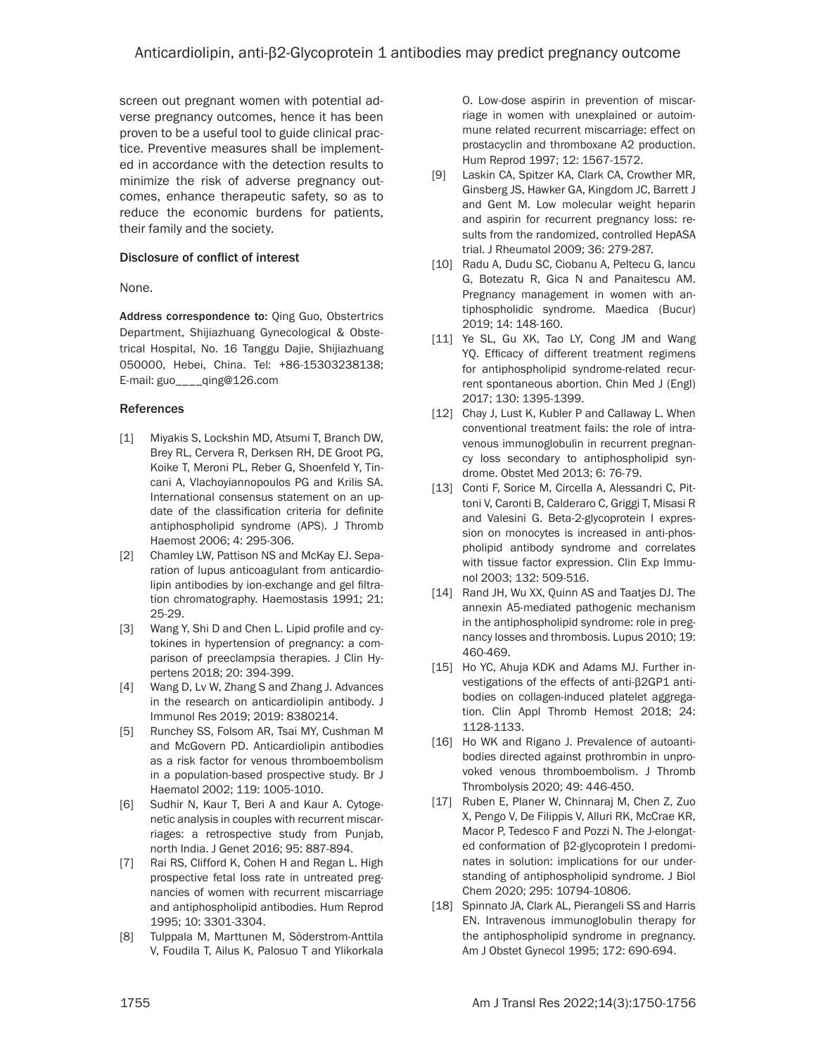screen out pregnant women with potential adverse pregnancy outcomes, hence it has been proven to be a useful tool to guide clinical practice. Preventive measures shall be implemented in accordance with the detection results to minimize the risk of adverse pregnancy outcomes, enhance therapeutic safety, so as to reduce the economic burdens for patients, their family and the society.

### Disclosure of conflict of interest

None.

**Address correspondence to:** Qing Guo, Obstertrics Department, Shijiazhuang Gynecological & Obstetrical Hospital, No. 16 Tanggu Dajie, Shijiazhuang 050000, Hebei, China. Tel: +86-15303238138; E-mail: guo____qing@126.com

### References

[1] Miyakis S, Lockshin MD, Atsumi T, Branch DW, Brey RL, Cervera R, Derksen RH, DE Groot PG, Koike T, Meroni PL, Reber G, Shoenfeld Y, Tincani A, Vlachoyiannopoulos PG and Krilis SA. International consensus statement on an update of the classification criteria for definite antiphospholipid syndrome (APS). J Thromb Haemost 2006; 4: 295-306.

[2] Chamley LW, Pattison NS and McKay EJ. Separation of lupus anticoagulant from anticardiolipin antibodies by ion-exchange and gel filtration chromatography. Haemostasis 1991; 21: 25-29.

[3] Wang Y, Shi D and Chen L. Lipid profile and cytokines in hypertension of pregnancy: a comparison of preeclampsia therapies. J Clin Hypertens 2018; 20: 394-399.

[4] Wang D, Lv W, Zhang S and Zhang J. Advances in the research on anticardiolipin antibody. J Immunol Res 2019; 2019: 8380214.

[5] Runchey SS, Folsom AR, Tsai MY, Cushman M and McGovern PD. Anticardiolipin antibodies as a risk factor for venous thromboembolism in a population-based prospective study. Br J Haematol 2002; 119: 1005-1010.

[6] Sudhir N, Kaur T, Beri A and Kaur A. Cytogenetic analysis in couples with recurrent miscarriages: a retrospective study from Punjab, north India. J Genet 2016; 95: 887-894.

[7] Rai RS, Clifford K, Cohen H and Regan L. High prospective fetal loss rate in untreated pregnancies of women with recurrent miscarriage and antiphospholipid antibodies. Hum Reprod 1995; 10: 3301-3304.

[8] Tulppala M, Marttunen M, Söderstrom-Anttila V, Foudila T, Ailus K, Palosuo T and Ylikorkala O. Low-dose aspirin in prevention of miscarriage in women with unexplained or autoimmune related recurrent miscarriage: effect on prostacyclin and thromboxane A2 production. Hum Reprod 1997; 12: 1567-1572.

[9] Laskin CA, Spitzer KA, Clark CA, Crowther MR, Ginsberg JS, Hawker GA, Kingdom JC, Barrett J and Gent M. Low molecular weight heparin and aspirin for recurrent pregnancy loss: results from the randomized, controlled HepASA trial. J Rheumatol 2009; 36: 279-287.

[10] Radu A, Dudu SC, Ciobanu A, Peltecu G, Iancu G, Botezatu R, Gica N and Panaitescu AM. Pregnancy management in women with antiphospholidic syndrome. Maedica (Bucur) 2019; 14: 148-160.

[11] Ye SL, Gu XK, Tao LY, Cong JM and Wang YQ. Efficacy of different treatment regimens for antiphospholipid syndrome-related recurrent spontaneous abortion. Chin Med J (Engl) 2017; 130: 1395-1399.

[12] Chay J, Lust K, Kubler P and Callaway L. When conventional treatment fails: the role of intravenous immunoglobulin in recurrent pregnancy loss secondary to antiphospholipid syndrome. Obstet Med 2013; 6: 76-79.

[13] Conti F, Sorice M, Circella A, Alessandri C, Pittoni V, Caronti B, Calderaro C, Griggi T, Misasi R and Valesini G. Beta-2-glycoprotein I expression on monocytes is increased in anti-phospholipid antibody syndrome and correlates with tissue factor expression. Clin Exp Immunol 2003; 132: 509-516.

[14] Rand JH, Wu XX, Quinn AS and Taatjes DJ. The annexin A5-mediated pathogenic mechanism in the antiphospholipid syndrome: role in pregnancy losses and thrombosis. Lupus 2010; 19: 460-469.

[15] Ho YC, Ahuja KDK and Adams MJ. Further investigations of the effects of anti-β2GP1 antibodies on collagen-induced platelet aggregation. Clin Appl Thromb Hemost 2018; 24: 1128-1133.

[16] Ho WK and Rigano J. Prevalence of autoantibodies directed against prothrombin in unprovoked venous thromboembolism. J Thromb Thrombolysis 2020; 49: 446-450.

[17] Ruben E, Planer W, Chinnaraj M, Chen Z, Zuo X, Pengo V, De Filippis V, Alluri RK, McCrae KR, Macor P, Tedesco F and Pozzi N. The J-elongated conformation of β2-glycoprotein I predominates in solution: implications for our understanding of antiphospholipid syndrome. J Biol Chem 2020; 295: 10794-10806.

[18] Spinnato JA, Clark AL, Pierangeli SS and Harris EN. Intravenous immunoglobulin therapy for the antiphospholipid syndrome in pregnancy. Am J Obstet Gynecol 1995; 172: 690-694.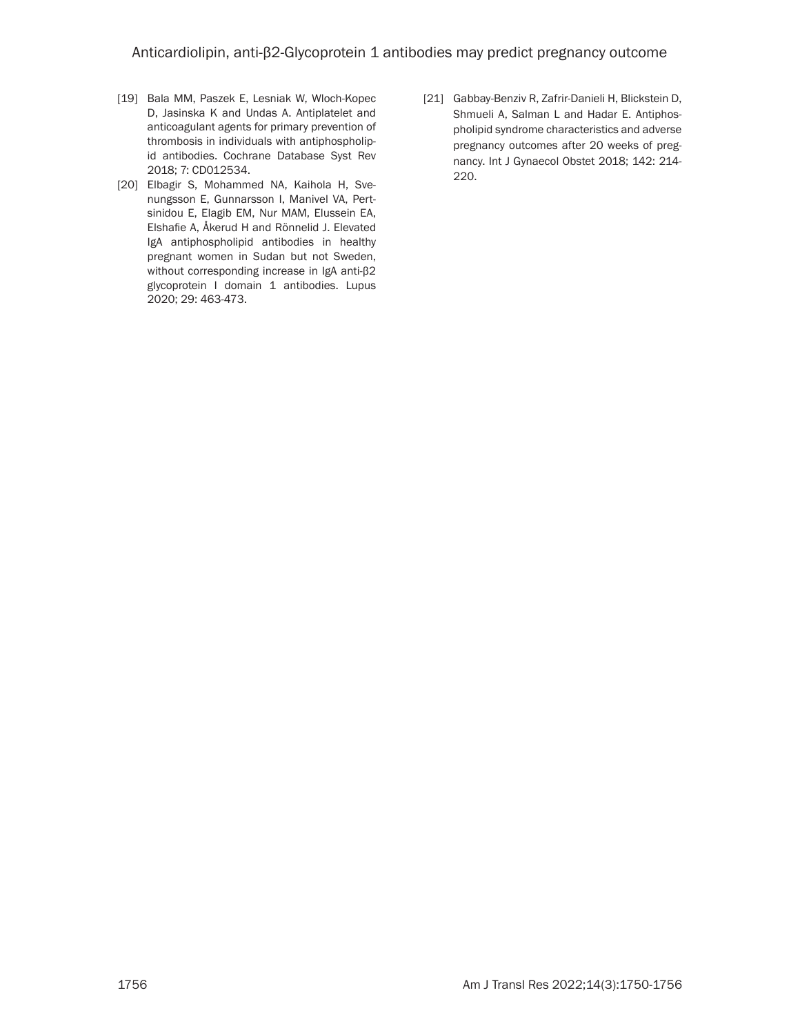[19] Bala MM, Paszek E, Lesniak W, Wloch-Kopec D, Jasinska K and Undas A. Antiplatelet and anticoagulant agents for primary prevention of thrombosis in individuals with antiphospholipid antibodies. Cochrane Database Syst Rev 2018; 7: CD012534.

[20] Elbagir S, Mohammed NA, Kaihola H, Svenungsson E, Gunnarsson I, Manivel VA, Pertsinidou E, Elagib EM, Nur MAM, Elussein EA, Elshafie A, Åkerud H and Rönnelid J. Elevated IgA antiphospholipid antibodies in healthy pregnant women in Sudan but not Sweden, without corresponding increase in IgA anti-β2 glycoprotein I domain 1 antibodies. Lupus 2020; 29: 463-473.

[21] Gabbay-Benziv R, Zafrir-Danieli H, Blickstein D, Shmueli A, Salman L and Hadar E. Antiphospholipid syndrome characteristics and adverse pregnancy outcomes after 20 weeks of pregnancy. Int J Gynaecol Obstet 2018; 142: 214-220.